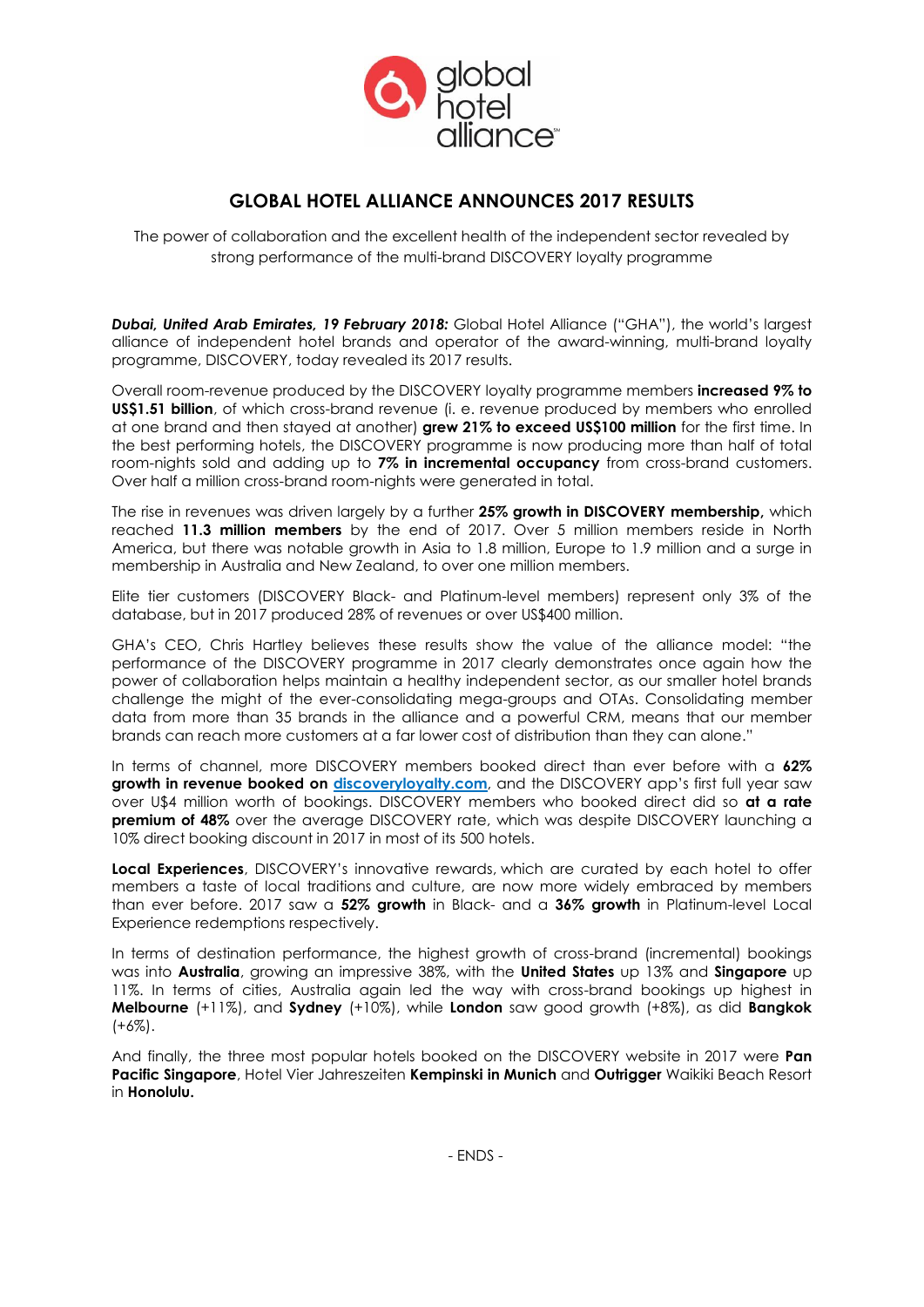# GLOBAL HOTEL ALLIANCE ANNOUNCES 2017 RESULTS

The power of collaboration and the excellent health of the independent sector revealed by strong performance of the multi-brand DISCOVERY loyalty programme

***Dubai, United Arab Emirates, 19 February 2018:*** Global Hotel Alliance ("GHA"), the world's largest alliance of independent hotel brands and operator of the award-winning, multi-brand loyalty programme, DISCOVERY, today revealed its 2017 results.

Overall room-revenue produced by the DISCOVERY loyalty programme members **increased 9% to US$1.51 billion**, of which cross-brand revenue (i. e. revenue produced by members who enrolled at one brand and then stayed at another) **grew 21% to exceed US$100 million** for the first time. In the best performing hotels, the DISCOVERY programme is now producing more than half of total room-nights sold and adding up to **7% in incremental occupancy** from cross-brand customers. Over half a million cross-brand room-nights were generated in total.

The rise in revenues was driven largely by a further **25% growth in DISCOVERY membership,** which reached **11.3 million members** by the end of 2017. Over 5 million members reside in North America, but there was notable growth in Asia to 1.8 million, Europe to 1.9 million and a surge in membership in Australia and New Zealand, to over one million members.

Elite tier customers (DISCOVERY Black- and Platinum-level members) represent only 3% of the database, but in 2017 produced 28% of revenues or over US$400 million.

GHA's CEO, Chris Hartley believes these results show the value of the alliance model: "the performance of the DISCOVERY programme in 2017 clearly demonstrates once again how the power of collaboration helps maintain a healthy independent sector, as our smaller hotel brands challenge the might of the ever-consolidating mega-groups and OTAs. Consolidating member data from more than 35 brands in the alliance and a powerful CRM, means that our member brands can reach more customers at a far lower cost of distribution than they can alone."

In terms of channel, more DISCOVERY members booked direct than ever before with a **62% growth in revenue booked on [discoveryloyalty.com](discoveryloyalty.com)**, and the DISCOVERY app's first full year saw over U$4 million worth of bookings. DISCOVERY members who booked direct did so **at a rate premium of 48%** over the average DISCOVERY rate, which was despite DISCOVERY launching a 10% direct booking discount in 2017 in most of its 500 hotels.

**Local Experiences**, DISCOVERY's innovative rewards, which are curated by each hotel to offer members a taste of local traditions and culture, are now more widely embraced by members than ever before. 2017 saw a **52% growth** in Black- and a **36% growth** in Platinum-level Local Experience redemptions respectively.

In terms of destination performance, the highest growth of cross-brand (incremental) bookings was into **Australia**, growing an impressive 38%, with the **United States** up 13% and **Singapore** up 11%. In terms of cities, Australia again led the way with cross-brand bookings up highest in **Melbourne** (+11%), and **Sydney** (+10%), while **London** saw good growth (+8%), as did **Bangkok** (+6%).

And finally, the three most popular hotels booked on the DISCOVERY website in 2017 were **Pan Pacific Singapore**, Hotel Vier Jahreszeiten **Kempinski in Munich** and **Outrigger** Waikiki Beach Resort in **Honolulu.**

- ENDS -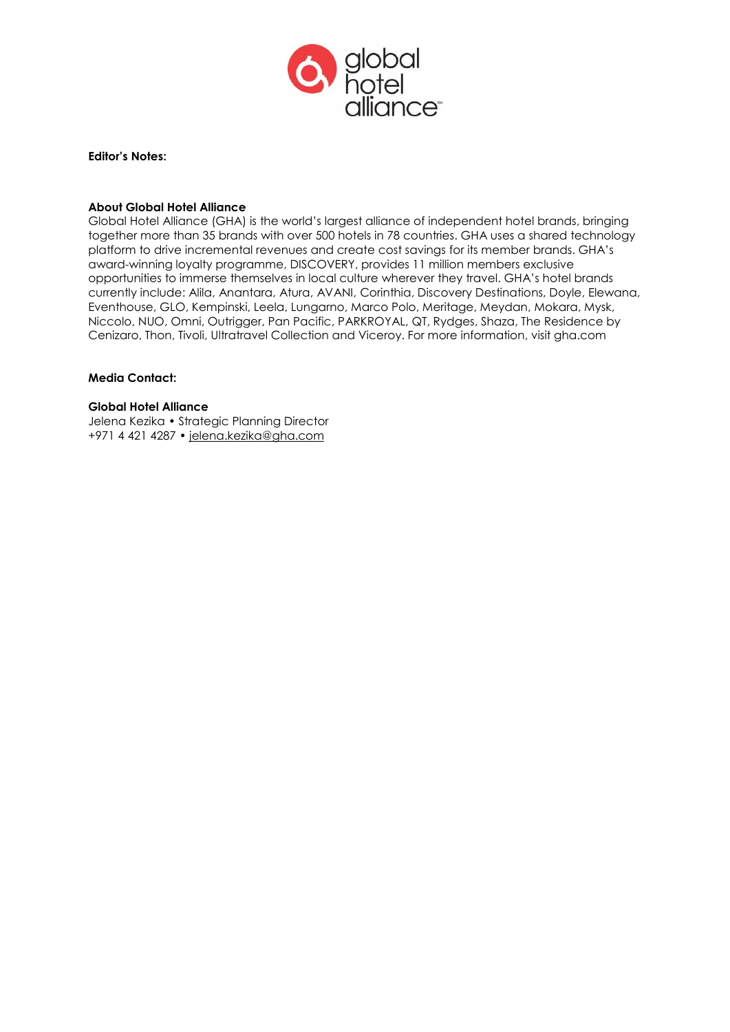**Editor's Notes:**

**About Global Hotel Alliance**

Global Hotel Alliance (GHA) is the world's largest alliance of independent hotel brands, bringing together more than 35 brands with over 500 hotels in 78 countries. GHA uses a shared technology platform to drive incremental revenues and create cost savings for its member brands. GHA's award-winning loyalty programme, DISCOVERY, provides 11 million members exclusive opportunities to immerse themselves in local culture wherever they travel. GHA's hotel brands currently include: Alila, Anantara, Atura, AVANI, Corinthia, Discovery Destinations, Doyle, Elewana, Eventhouse, GLO, Kempinski, Leela, Lungarno, Marco Polo, Meritage, Meydan, Mokara, Mysk, Niccolo, NUO, Omni, Outrigger, Pan Pacific, PARKROYAL, QT, Rydges, Shaza, The Residence by Cenizaro, Thon, Tivoli, Ultratravel Collection and Viceroy. For more information, visit gha.com

**Media Contact:**

**Global Hotel Alliance**
Jelena Kezika • Strategic Planning Director
+971 4 421 4287 • jelena.kezika@gha.com